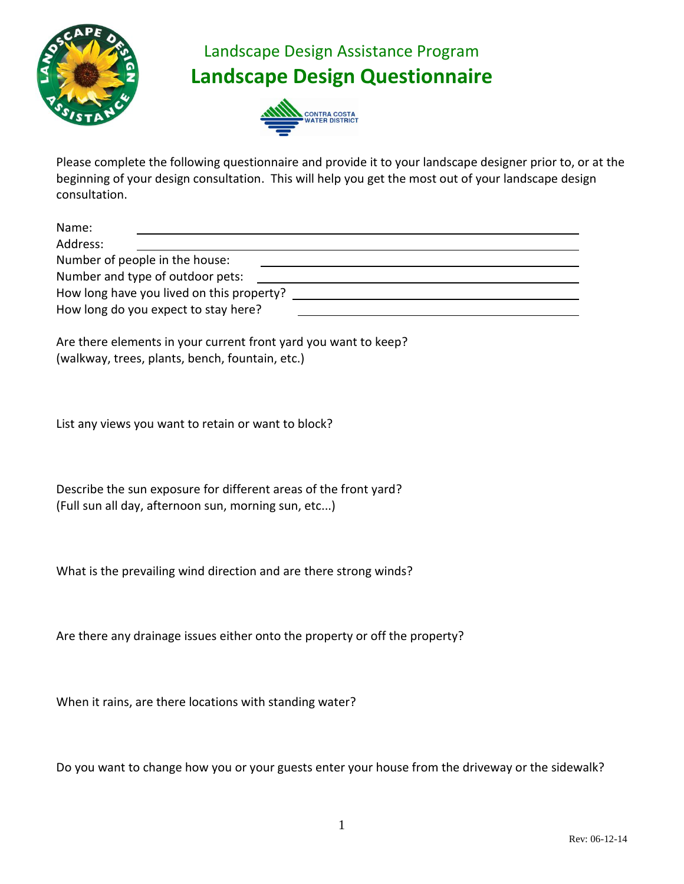Landscape Design Assistance Program

# Landscape Design Questionnaire

Please complete the following questionnaire and provide it to your landscape designer prior to, or at the beginning of your design consultation. This will help you get the most out of your landscape design consultation.

Name: \_\_\_\_\_\_\_\_\_\_\_\_\_\_\_\_\_\_\_\_\_\_\_\_\_\_\_\_\_\_\_\_\_\_\_\_\_\_\_\_

Address: \_\_\_\_\_\_\_\_\_\_\_\_\_\_\_\_\_\_\_\_\_\_\_\_\_\_\_\_\_\_\_\_\_\_\_\_\_\_\_\_

Number of people in the house: \_\_\_\_\_\_\_\_\_\_\_\_\_\_\_\_\_\_\_\_\_\_\_\_\_\_\_\_\_\_

Number and type of outdoor pets: \_\_\_\_\_\_\_\_\_\_\_\_\_\_\_\_\_\_\_\_\_\_\_\_\_\_\_\_\_\_

How long have you lived on this property? \_\_\_\_\_\_\_\_\_\_\_\_\_\_\_\_\_\_\_\_\_\_\_\_\_\_\_\_\_\_

How long do you expect to stay here? \_\_\_\_\_\_\_\_\_\_\_\_\_\_\_\_\_\_\_\_\_\_\_\_\_\_\_\_\_\_

Are there elements in your current front yard you want to keep?
(walkway, trees, plants, bench, fountain, etc.)

List any views you want to retain or want to block?

Describe the sun exposure for different areas of the front yard?
(Full sun all day, afternoon sun, morning sun, etc...)

What is the prevailing wind direction and are there strong winds?

Are there any drainage issues either onto the property or off the property?

When it rains, are there locations with standing water?

Do you want to change how you or your guests enter your house from the driveway or the sidewalk?

Rev: 06-12-14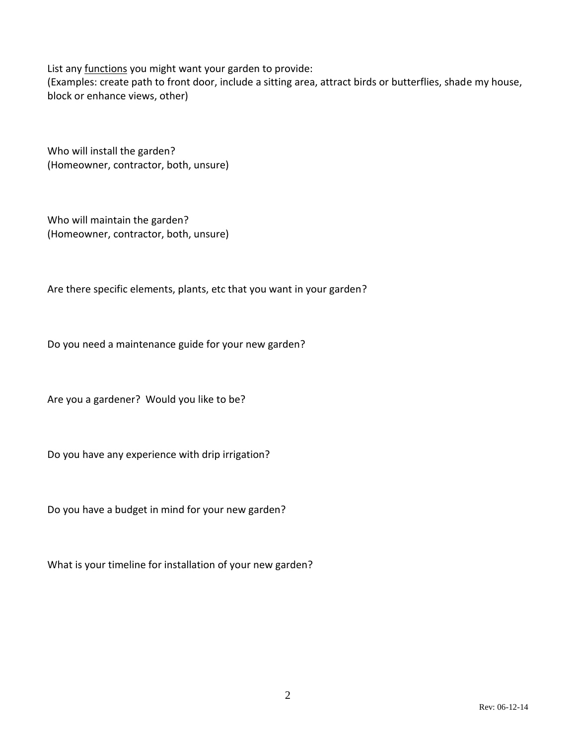List any <u>functions</u> you might want your garden to provide:
(Examples: create path to front door, include a sitting area, attract birds or butterflies, shade my house, block or enhance views, other)

Who will install the garden?
(Homeowner, contractor, both, unsure)

Who will maintain the garden?
(Homeowner, contractor, both, unsure)

Are there specific elements, plants, etc that you want in your garden?

Do you need a maintenance guide for your new garden?

Are you a gardener? Would you like to be?

Do you have any experience with drip irrigation?

Do you have a budget in mind for your new garden?

What is your timeline for installation of your new garden?